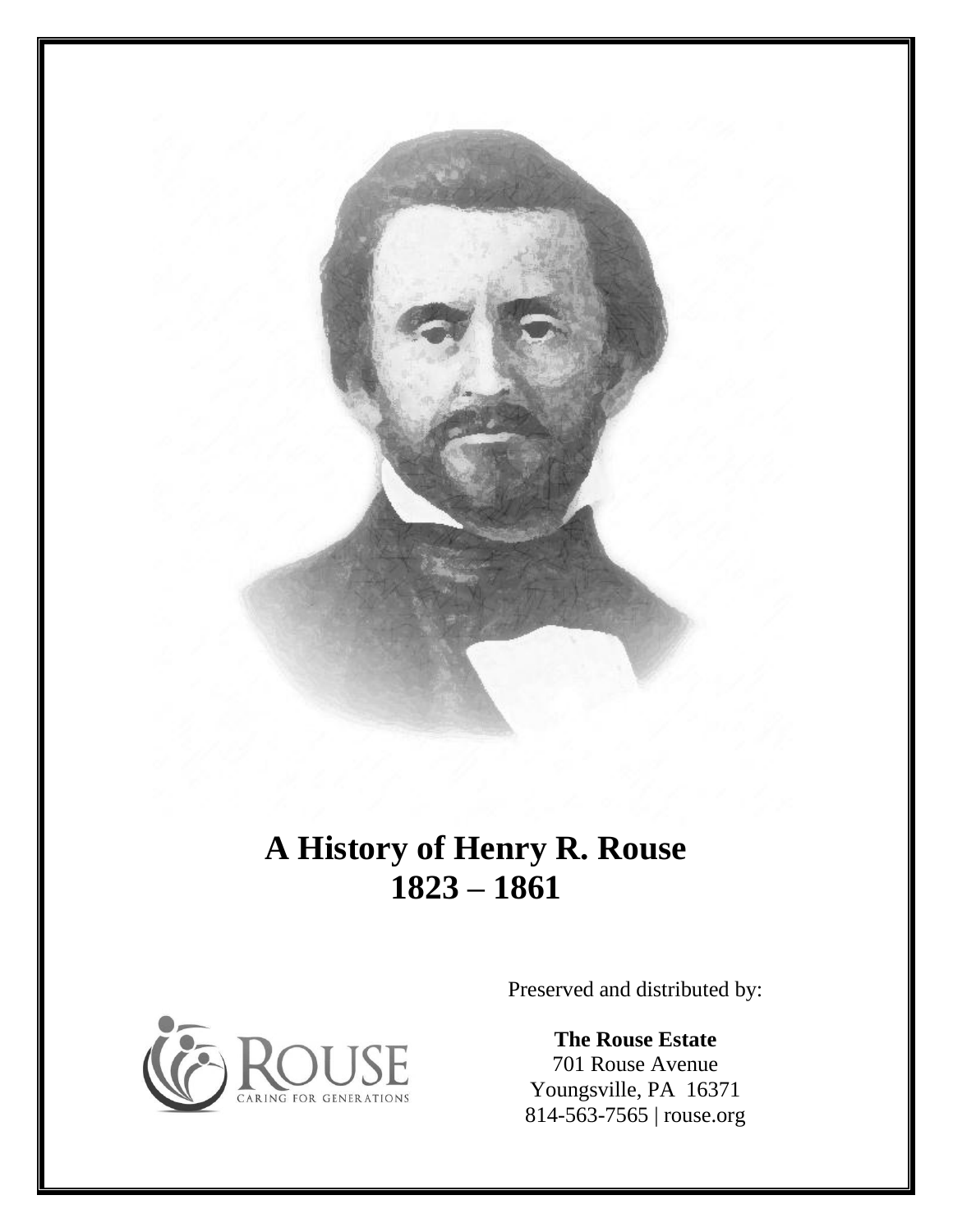# A History of Henry R. Rouse
# 1823 – 1861

ROUSE
CARING FOR GENERATIONS

Preserved and distributed by:

**The Rouse Estate**
701 Rouse Avenue
Youngsville, PA 16371
814-563-7565 | rouse.org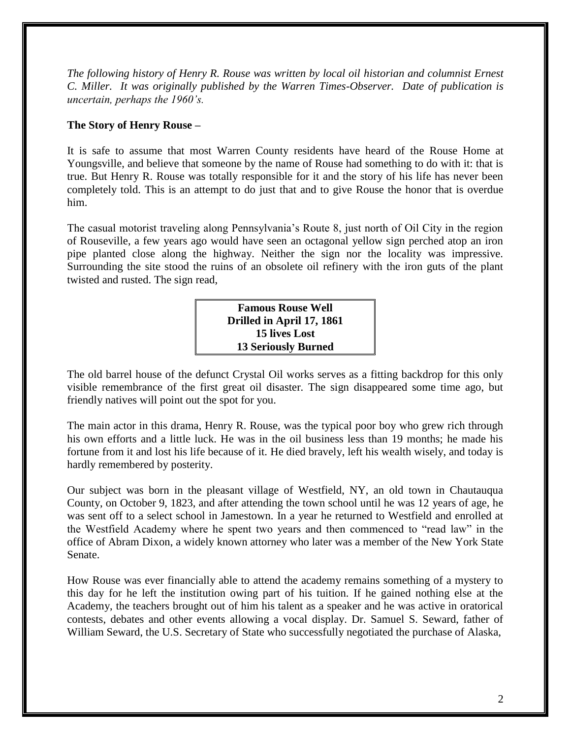*The following history of Henry R. Rouse was written by local oil historian and columnist Ernest C. Miller. It was originally published by the Warren Times-Observer. Date of publication is uncertain, perhaps the 1960's.*

**The Story of Henry Rouse –**

It is safe to assume that most Warren County residents have heard of the Rouse Home at Youngsville, and believe that someone by the name of Rouse had something to do with it: that is true. But Henry R. Rouse was totally responsible for it and the story of his life has never been completely told. This is an attempt to do just that and to give Rouse the honor that is overdue him.

The casual motorist traveling along Pennsylvania's Route 8, just north of Oil City in the region of Rouseville, a few years ago would have seen an octagonal yellow sign perched atop an iron pipe planted close along the highway. Neither the sign nor the locality was impressive. Surrounding the site stood the ruins of an obsolete oil refinery with the iron guts of the plant twisted and rusted. The sign read,

> **Famous Rouse Well**
> **Drilled in April 17, 1861**
> **15 lives Lost**
> **13 Seriously Burned**

The old barrel house of the defunct Crystal Oil works serves as a fitting backdrop for this only visible remembrance of the first great oil disaster. The sign disappeared some time ago, but friendly natives will point out the spot for you.

The main actor in this drama, Henry R. Rouse, was the typical poor boy who grew rich through his own efforts and a little luck. He was in the oil business less than 19 months; he made his fortune from it and lost his life because of it. He died bravely, left his wealth wisely, and today is hardly remembered by posterity.

Our subject was born in the pleasant village of Westfield, NY, an old town in Chautauqua County, on October 9, 1823, and after attending the town school until he was 12 years of age, he was sent off to a select school in Jamestown. In a year he returned to Westfield and enrolled at the Westfield Academy where he spent two years and then commenced to "read law" in the office of Abram Dixon, a widely known attorney who later was a member of the New York State Senate.

How Rouse was ever financially able to attend the academy remains something of a mystery to this day for he left the institution owing part of his tuition. If he gained nothing else at the Academy, the teachers brought out of him his talent as a speaker and he was active in oratorical contests, debates and other events allowing a vocal display. Dr. Samuel S. Seward, father of William Seward, the U.S. Secretary of State who successfully negotiated the purchase of Alaska,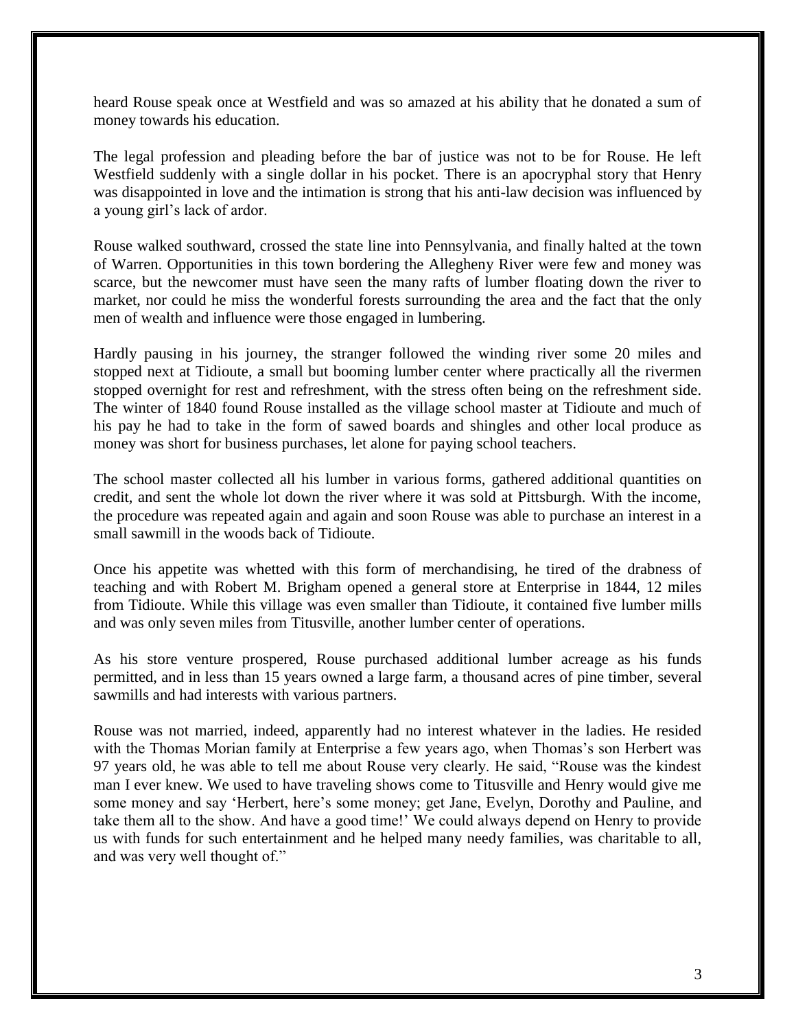heard Rouse speak once at Westfield and was so amazed at his ability that he donated a sum of money towards his education.

The legal profession and pleading before the bar of justice was not to be for Rouse. He left Westfield suddenly with a single dollar in his pocket. There is an apocryphal story that Henry was disappointed in love and the intimation is strong that his anti-law decision was influenced by a young girl's lack of ardor.

Rouse walked southward, crossed the state line into Pennsylvania, and finally halted at the town of Warren. Opportunities in this town bordering the Allegheny River were few and money was scarce, but the newcomer must have seen the many rafts of lumber floating down the river to market, nor could he miss the wonderful forests surrounding the area and the fact that the only men of wealth and influence were those engaged in lumbering.

Hardly pausing in his journey, the stranger followed the winding river some 20 miles and stopped next at Tidioute, a small but booming lumber center where practically all the rivermen stopped overnight for rest and refreshment, with the stress often being on the refreshment side. The winter of 1840 found Rouse installed as the village school master at Tidioute and much of his pay he had to take in the form of sawed boards and shingles and other local produce as money was short for business purchases, let alone for paying school teachers.

The school master collected all his lumber in various forms, gathered additional quantities on credit, and sent the whole lot down the river where it was sold at Pittsburgh. With the income, the procedure was repeated again and again and soon Rouse was able to purchase an interest in a small sawmill in the woods back of Tidioute.

Once his appetite was whetted with this form of merchandising, he tired of the drabness of teaching and with Robert M. Brigham opened a general store at Enterprise in 1844, 12 miles from Tidioute. While this village was even smaller than Tidioute, it contained five lumber mills and was only seven miles from Titusville, another lumber center of operations.

As his store venture prospered, Rouse purchased additional lumber acreage as his funds permitted, and in less than 15 years owned a large farm, a thousand acres of pine timber, several sawmills and had interests with various partners.

Rouse was not married, indeed, apparently had no interest whatever in the ladies. He resided with the Thomas Morian family at Enterprise a few years ago, when Thomas's son Herbert was 97 years old, he was able to tell me about Rouse very clearly. He said, "Rouse was the kindest man I ever knew. We used to have traveling shows come to Titusville and Henry would give me some money and say 'Herbert, here's some money; get Jane, Evelyn, Dorothy and Pauline, and take them all to the show. And have a good time!' We could always depend on Henry to provide us with funds for such entertainment and he helped many needy families, was charitable to all, and was very well thought of."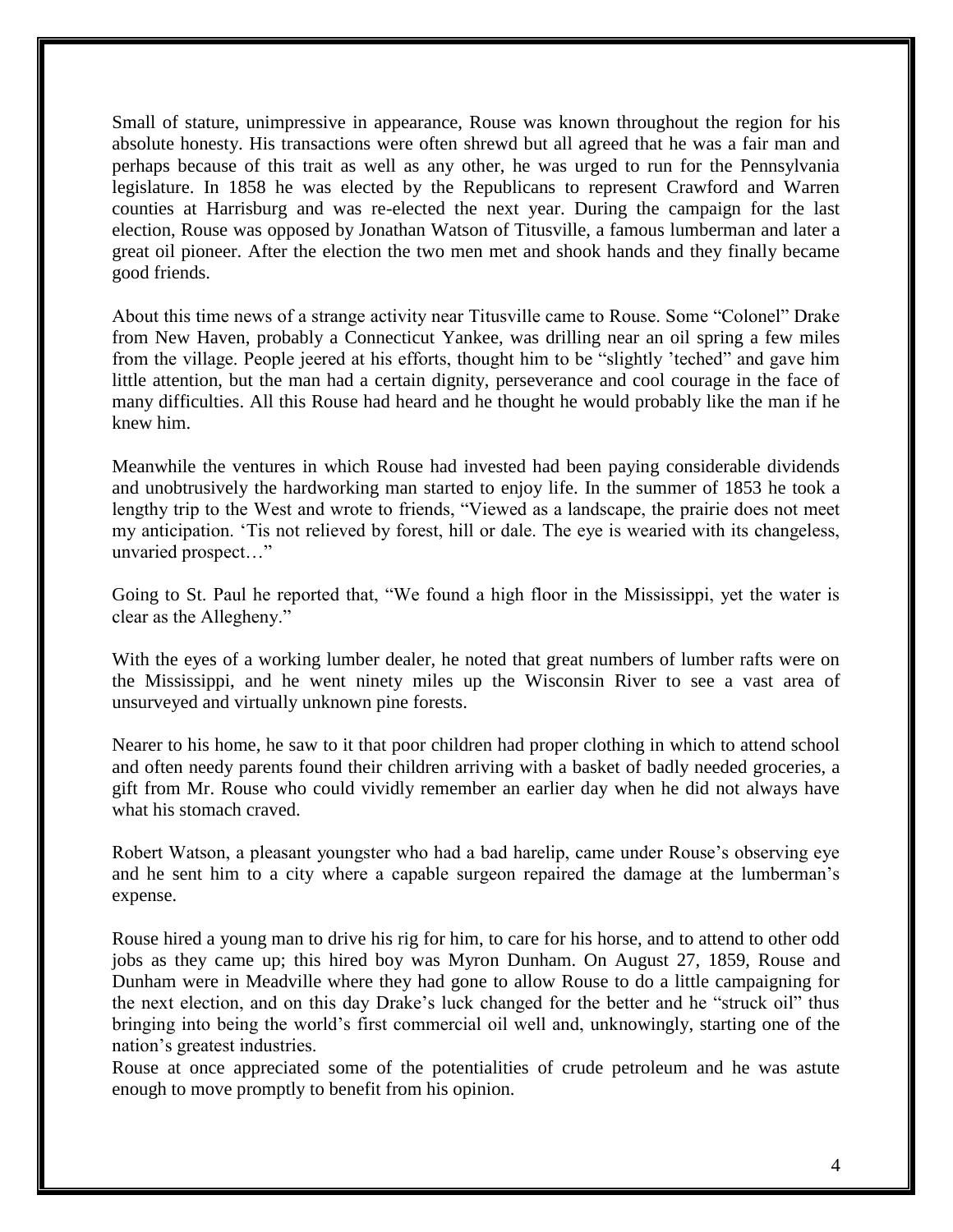Small of stature, unimpressive in appearance, Rouse was known throughout the region for his absolute honesty. His transactions were often shrewd but all agreed that he was a fair man and perhaps because of this trait as well as any other, he was urged to run for the Pennsylvania legislature. In 1858 he was elected by the Republicans to represent Crawford and Warren counties at Harrisburg and was re-elected the next year. During the campaign for the last election, Rouse was opposed by Jonathan Watson of Titusville, a famous lumberman and later a great oil pioneer. After the election the two men met and shook hands and they finally became good friends.

About this time news of a strange activity near Titusville came to Rouse. Some "Colonel" Drake from New Haven, probably a Connecticut Yankee, was drilling near an oil spring a few miles from the village. People jeered at his efforts, thought him to be "slightly 'teched" and gave him little attention, but the man had a certain dignity, perseverance and cool courage in the face of many difficulties. All this Rouse had heard and he thought he would probably like the man if he knew him.

Meanwhile the ventures in which Rouse had invested had been paying considerable dividends and unobtrusively the hardworking man started to enjoy life. In the summer of 1853 he took a lengthy trip to the West and wrote to friends, "Viewed as a landscape, the prairie does not meet my anticipation. 'Tis not relieved by forest, hill or dale. The eye is wearied with its changeless, unvaried prospect…"

Going to St. Paul he reported that, "We found a high floor in the Mississippi, yet the water is clear as the Allegheny."

With the eyes of a working lumber dealer, he noted that great numbers of lumber rafts were on the Mississippi, and he went ninety miles up the Wisconsin River to see a vast area of unsurveyed and virtually unknown pine forests.

Nearer to his home, he saw to it that poor children had proper clothing in which to attend school and often needy parents found their children arriving with a basket of badly needed groceries, a gift from Mr. Rouse who could vividly remember an earlier day when he did not always have what his stomach craved.

Robert Watson, a pleasant youngster who had a bad harelip, came under Rouse's observing eye and he sent him to a city where a capable surgeon repaired the damage at the lumberman's expense.

Rouse hired a young man to drive his rig for him, to care for his horse, and to attend to other odd jobs as they came up; this hired boy was Myron Dunham. On August 27, 1859, Rouse and Dunham were in Meadville where they had gone to allow Rouse to do a little campaigning for the next election, and on this day Drake's luck changed for the better and he "struck oil" thus bringing into being the world's first commercial oil well and, unknowingly, starting one of the nation's greatest industries.

Rouse at once appreciated some of the potentialities of crude petroleum and he was astute enough to move promptly to benefit from his opinion.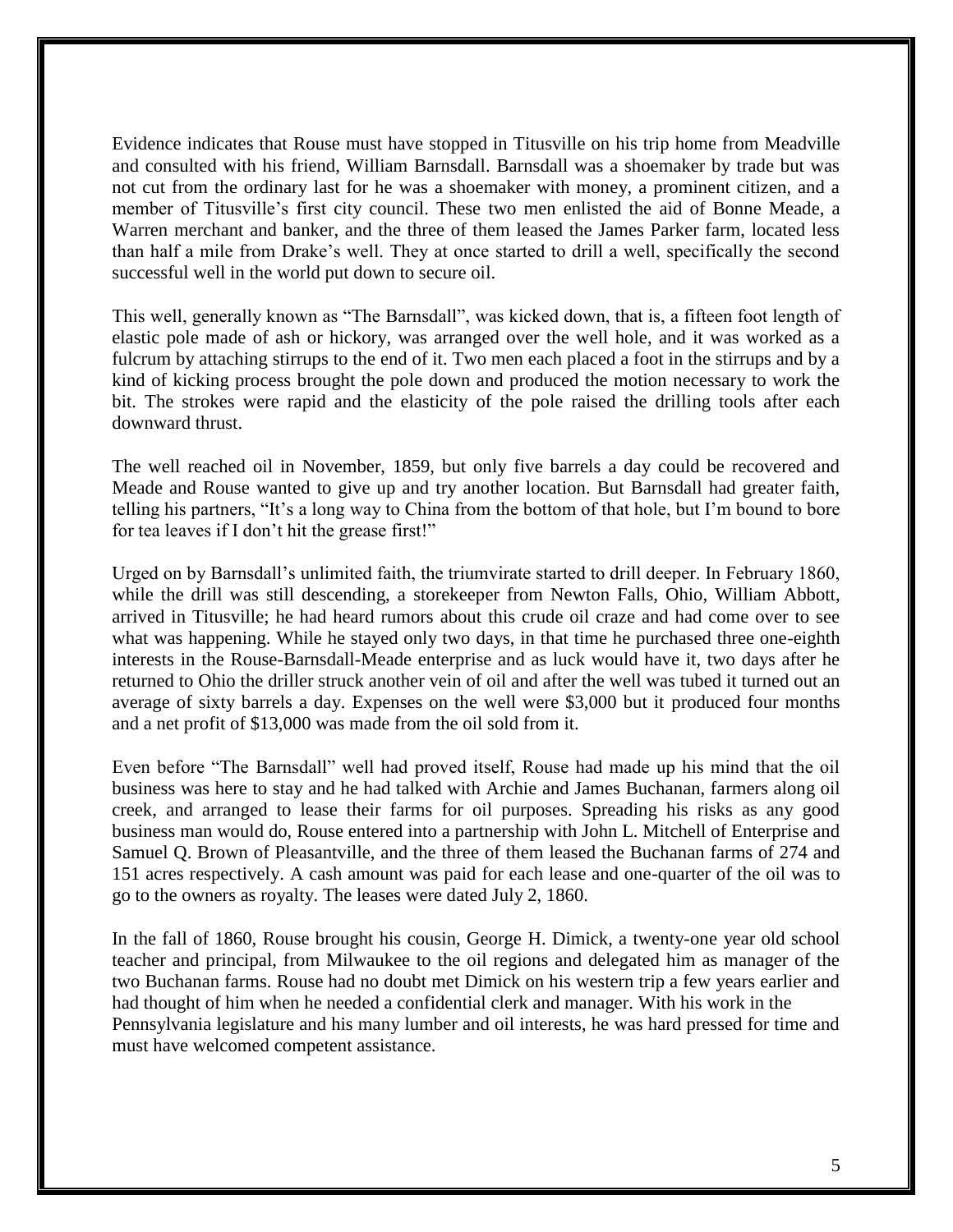Evidence indicates that Rouse must have stopped in Titusville on his trip home from Meadville and consulted with his friend, William Barnsdall. Barnsdall was a shoemaker by trade but was not cut from the ordinary last for he was a shoemaker with money, a prominent citizen, and a member of Titusville's first city council. These two men enlisted the aid of Bonne Meade, a Warren merchant and banker, and the three of them leased the James Parker farm, located less than half a mile from Drake's well. They at once started to drill a well, specifically the second successful well in the world put down to secure oil.

This well, generally known as "The Barnsdall", was kicked down, that is, a fifteen foot length of elastic pole made of ash or hickory, was arranged over the well hole, and it was worked as a fulcrum by attaching stirrups to the end of it. Two men each placed a foot in the stirrups and by a kind of kicking process brought the pole down and produced the motion necessary to work the bit. The strokes were rapid and the elasticity of the pole raised the drilling tools after each downward thrust.

The well reached oil in November, 1859, but only five barrels a day could be recovered and Meade and Rouse wanted to give up and try another location. But Barnsdall had greater faith, telling his partners, "It's a long way to China from the bottom of that hole, but I'm bound to bore for tea leaves if I don't hit the grease first!"

Urged on by Barnsdall's unlimited faith, the triumvirate started to drill deeper. In February 1860, while the drill was still descending, a storekeeper from Newton Falls, Ohio, William Abbott, arrived in Titusville; he had heard rumors about this crude oil craze and had come over to see what was happening. While he stayed only two days, in that time he purchased three one-eighth interests in the Rouse-Barnsdall-Meade enterprise and as luck would have it, two days after he returned to Ohio the driller struck another vein of oil and after the well was tubed it turned out an average of sixty barrels a day. Expenses on the well were $3,000 but it produced four months and a net profit of $13,000 was made from the oil sold from it.

Even before "The Barnsdall" well had proved itself, Rouse had made up his mind that the oil business was here to stay and he had talked with Archie and James Buchanan, farmers along oil creek, and arranged to lease their farms for oil purposes. Spreading his risks as any good business man would do, Rouse entered into a partnership with John L. Mitchell of Enterprise and Samuel Q. Brown of Pleasantville, and the three of them leased the Buchanan farms of 274 and 151 acres respectively. A cash amount was paid for each lease and one-quarter of the oil was to go to the owners as royalty. The leases were dated July 2, 1860.

In the fall of 1860, Rouse brought his cousin, George H. Dimick, a twenty-one year old school teacher and principal, from Milwaukee to the oil regions and delegated him as manager of the two Buchanan farms. Rouse had no doubt met Dimick on his western trip a few years earlier and had thought of him when he needed a confidential clerk and manager. With his work in the Pennsylvania legislature and his many lumber and oil interests, he was hard pressed for time and must have welcomed competent assistance.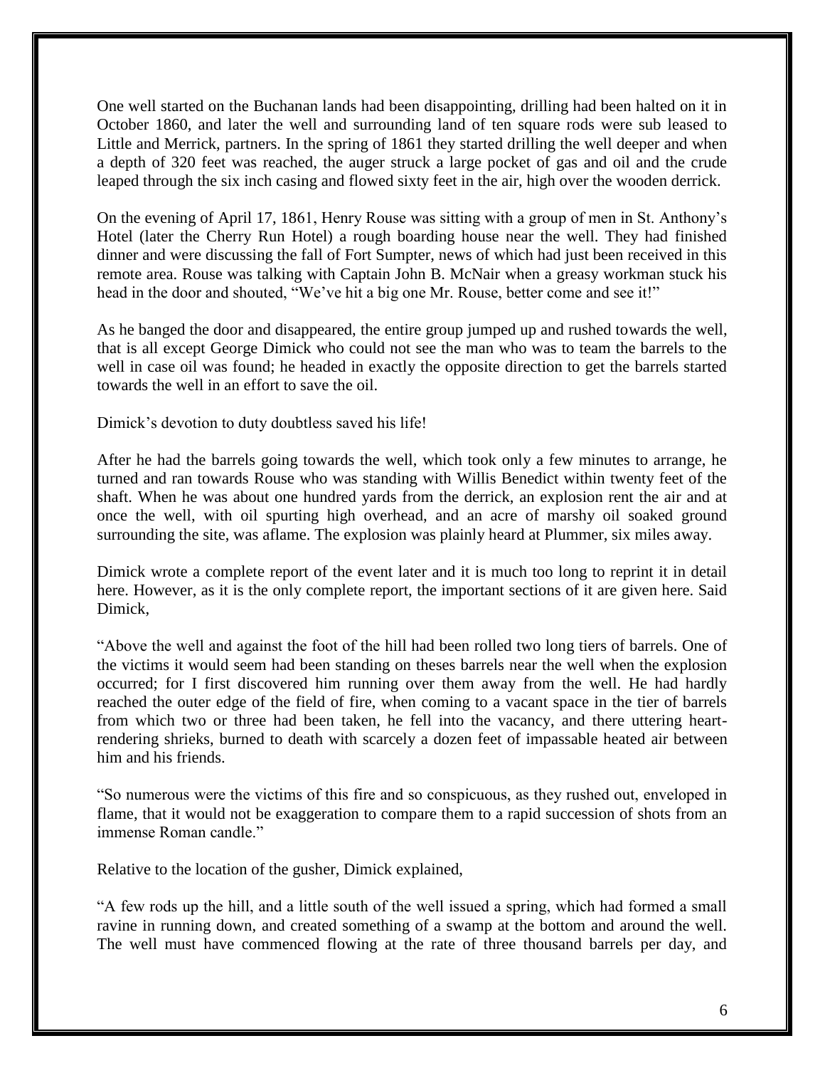One well started on the Buchanan lands had been disappointing, drilling had been halted on it in October 1860, and later the well and surrounding land of ten square rods were sub leased to Little and Merrick, partners. In the spring of 1861 they started drilling the well deeper and when a depth of 320 feet was reached, the auger struck a large pocket of gas and oil and the crude leaped through the six inch casing and flowed sixty feet in the air, high over the wooden derrick.

On the evening of April 17, 1861, Henry Rouse was sitting with a group of men in St. Anthony's Hotel (later the Cherry Run Hotel) a rough boarding house near the well. They had finished dinner and were discussing the fall of Fort Sumpter, news of which had just been received in this remote area. Rouse was talking with Captain John B. McNair when a greasy workman stuck his head in the door and shouted, "We've hit a big one Mr. Rouse, better come and see it!"

As he banged the door and disappeared, the entire group jumped up and rushed towards the well, that is all except George Dimick who could not see the man who was to team the barrels to the well in case oil was found; he headed in exactly the opposite direction to get the barrels started towards the well in an effort to save the oil.

Dimick's devotion to duty doubtless saved his life!

After he had the barrels going towards the well, which took only a few minutes to arrange, he turned and ran towards Rouse who was standing with Willis Benedict within twenty feet of the shaft. When he was about one hundred yards from the derrick, an explosion rent the air and at once the well, with oil spurting high overhead, and an acre of marshy oil soaked ground surrounding the site, was aflame. The explosion was plainly heard at Plummer, six miles away.

Dimick wrote a complete report of the event later and it is much too long to reprint it in detail here. However, as it is the only complete report, the important sections of it are given here. Said Dimick,

"Above the well and against the foot of the hill had been rolled two long tiers of barrels. One of the victims it would seem had been standing on theses barrels near the well when the explosion occurred; for I first discovered him running over them away from the well. He had hardly reached the outer edge of the field of fire, when coming to a vacant space in the tier of barrels from which two or three had been taken, he fell into the vacancy, and there uttering heart-rendering shrieks, burned to death with scarcely a dozen feet of impassable heated air between him and his friends.

"So numerous were the victims of this fire and so conspicuous, as they rushed out, enveloped in flame, that it would not be exaggeration to compare them to a rapid succession of shots from an immense Roman candle."

Relative to the location of the gusher, Dimick explained,

"A few rods up the hill, and a little south of the well issued a spring, which had formed a small ravine in running down, and created something of a swamp at the bottom and around the well. The well must have commenced flowing at the rate of three thousand barrels per day, and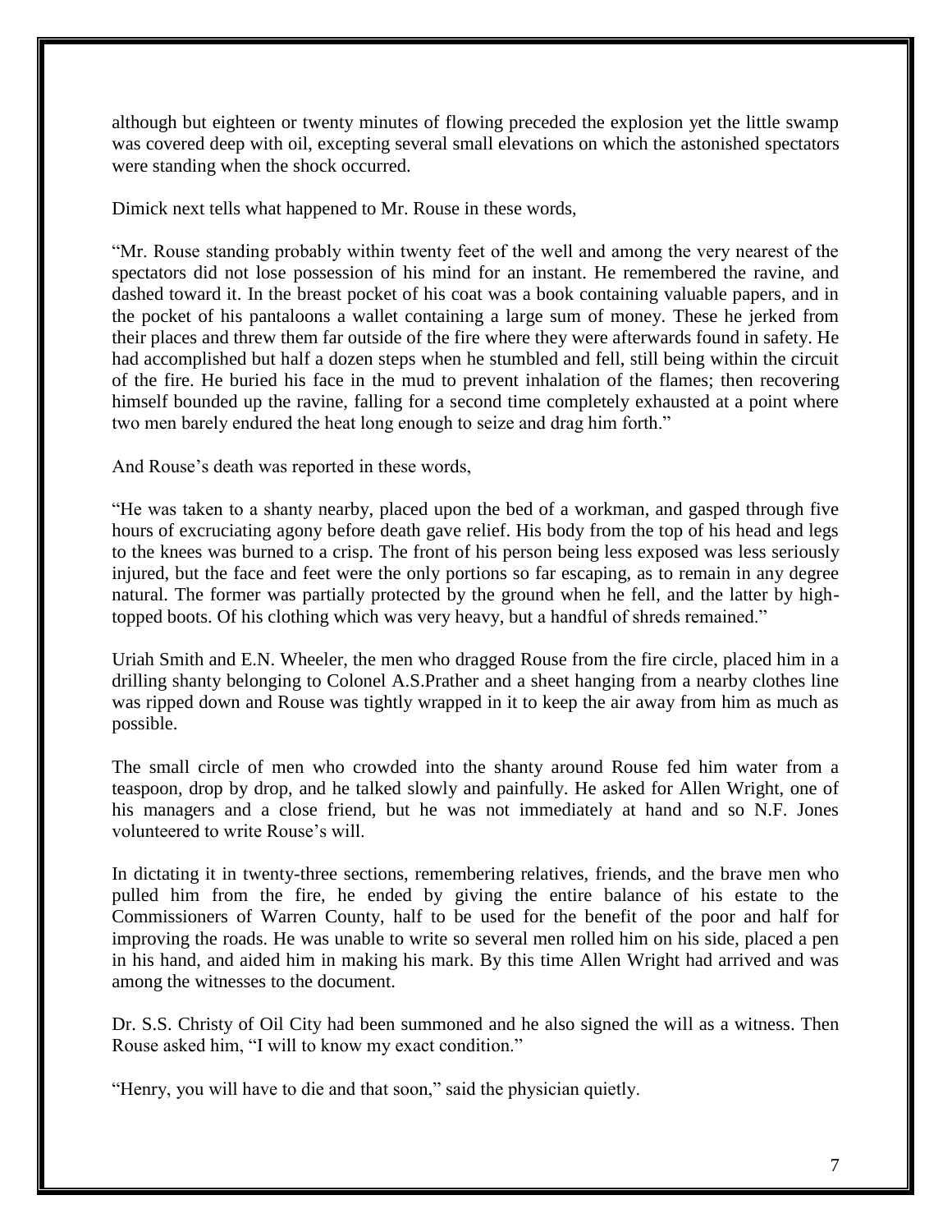although but eighteen or twenty minutes of flowing preceded the explosion yet the little swamp was covered deep with oil, excepting several small elevations on which the astonished spectators were standing when the shock occurred.

Dimick next tells what happened to Mr. Rouse in these words,

"Mr. Rouse standing probably within twenty feet of the well and among the very nearest of the spectators did not lose possession of his mind for an instant. He remembered the ravine, and dashed toward it. In the breast pocket of his coat was a book containing valuable papers, and in the pocket of his pantaloons a wallet containing a large sum of money. These he jerked from their places and threw them far outside of the fire where they were afterwards found in safety. He had accomplished but half a dozen steps when he stumbled and fell, still being within the circuit of the fire. He buried his face in the mud to prevent inhalation of the flames; then recovering himself bounded up the ravine, falling for a second time completely exhausted at a point where two men barely endured the heat long enough to seize and drag him forth."

And Rouse's death was reported in these words,

"He was taken to a shanty nearby, placed upon the bed of a workman, and gasped through five hours of excruciating agony before death gave relief. His body from the top of his head and legs to the knees was burned to a crisp. The front of his person being less exposed was less seriously injured, but the face and feet were the only portions so far escaping, as to remain in any degree natural. The former was partially protected by the ground when he fell, and the latter by high-topped boots. Of his clothing which was very heavy, but a handful of shreds remained."

Uriah Smith and E.N. Wheeler, the men who dragged Rouse from the fire circle, placed him in a drilling shanty belonging to Colonel A.S.Prather and a sheet hanging from a nearby clothes line was ripped down and Rouse was tightly wrapped in it to keep the air away from him as much as possible.

The small circle of men who crowded into the shanty around Rouse fed him water from a teaspoon, drop by drop, and he talked slowly and painfully. He asked for Allen Wright, one of his managers and a close friend, but he was not immediately at hand and so N.F. Jones volunteered to write Rouse's will.

In dictating it in twenty-three sections, remembering relatives, friends, and the brave men who pulled him from the fire, he ended by giving the entire balance of his estate to the Commissioners of Warren County, half to be used for the benefit of the poor and half for improving the roads. He was unable to write so several men rolled him on his side, placed a pen in his hand, and aided him in making his mark. By this time Allen Wright had arrived and was among the witnesses to the document.

Dr. S.S. Christy of Oil City had been summoned and he also signed the will as a witness. Then Rouse asked him, "I will to know my exact condition."

"Henry, you will have to die and that soon," said the physician quietly.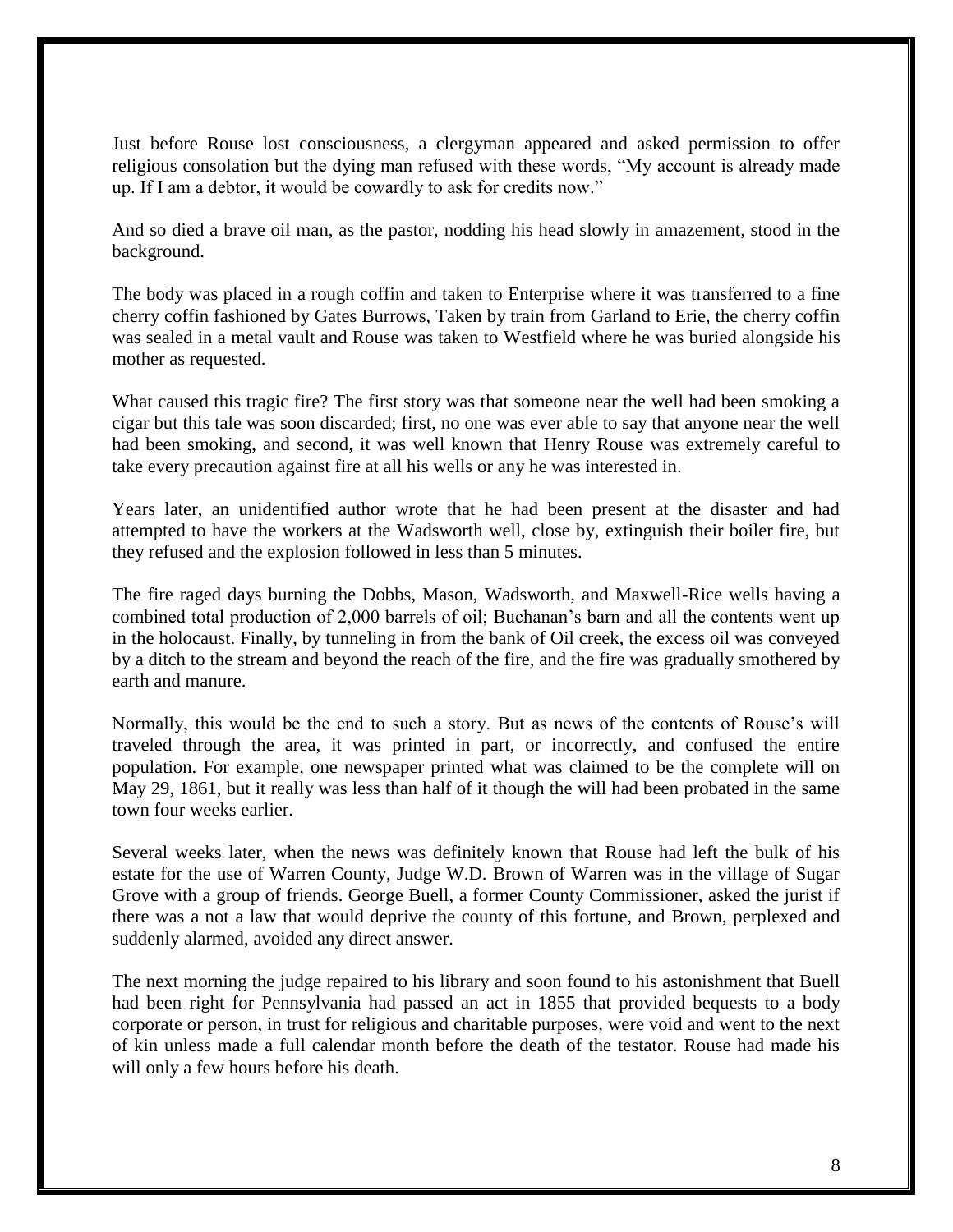Just before Rouse lost consciousness, a clergyman appeared and asked permission to offer religious consolation but the dying man refused with these words, "My account is already made up. If I am a debtor, it would be cowardly to ask for credits now."

And so died a brave oil man, as the pastor, nodding his head slowly in amazement, stood in the background.

The body was placed in a rough coffin and taken to Enterprise where it was transferred to a fine cherry coffin fashioned by Gates Burrows, Taken by train from Garland to Erie, the cherry coffin was sealed in a metal vault and Rouse was taken to Westfield where he was buried alongside his mother as requested.

What caused this tragic fire? The first story was that someone near the well had been smoking a cigar but this tale was soon discarded; first, no one was ever able to say that anyone near the well had been smoking, and second, it was well known that Henry Rouse was extremely careful to take every precaution against fire at all his wells or any he was interested in.

Years later, an unidentified author wrote that he had been present at the disaster and had attempted to have the workers at the Wadsworth well, close by, extinguish their boiler fire, but they refused and the explosion followed in less than 5 minutes.

The fire raged days burning the Dobbs, Mason, Wadsworth, and Maxwell-Rice wells having a combined total production of 2,000 barrels of oil; Buchanan's barn and all the contents went up in the holocaust. Finally, by tunneling in from the bank of Oil creek, the excess oil was conveyed by a ditch to the stream and beyond the reach of the fire, and the fire was gradually smothered by earth and manure.

Normally, this would be the end to such a story. But as news of the contents of Rouse's will traveled through the area, it was printed in part, or incorrectly, and confused the entire population. For example, one newspaper printed what was claimed to be the complete will on May 29, 1861, but it really was less than half of it though the will had been probated in the same town four weeks earlier.

Several weeks later, when the news was definitely known that Rouse had left the bulk of his estate for the use of Warren County, Judge W.D. Brown of Warren was in the village of Sugar Grove with a group of friends. George Buell, a former County Commissioner, asked the jurist if there was a not a law that would deprive the county of this fortune, and Brown, perplexed and suddenly alarmed, avoided any direct answer.

The next morning the judge repaired to his library and soon found to his astonishment that Buell had been right for Pennsylvania had passed an act in 1855 that provided bequests to a body corporate or person, in trust for religious and charitable purposes, were void and went to the next of kin unless made a full calendar month before the death of the testator. Rouse had made his will only a few hours before his death.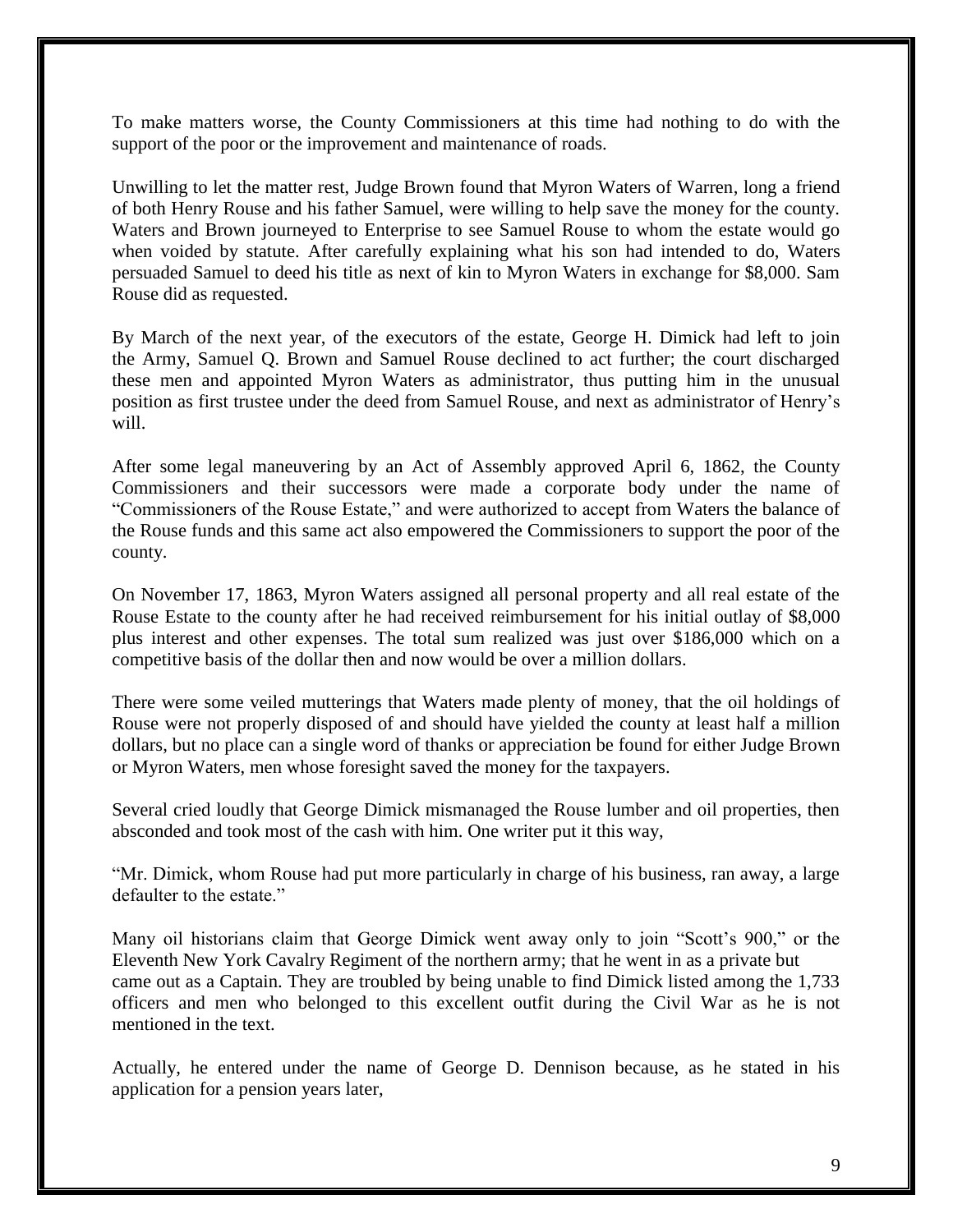To make matters worse, the County Commissioners at this time had nothing to do with the support of the poor or the improvement and maintenance of roads.

Unwilling to let the matter rest, Judge Brown found that Myron Waters of Warren, long a friend of both Henry Rouse and his father Samuel, were willing to help save the money for the county. Waters and Brown journeyed to Enterprise to see Samuel Rouse to whom the estate would go when voided by statute. After carefully explaining what his son had intended to do, Waters persuaded Samuel to deed his title as next of kin to Myron Waters in exchange for $8,000. Sam Rouse did as requested.

By March of the next year, of the executors of the estate, George H. Dimick had left to join the Army, Samuel Q. Brown and Samuel Rouse declined to act further; the court discharged these men and appointed Myron Waters as administrator, thus putting him in the unusual position as first trustee under the deed from Samuel Rouse, and next as administrator of Henry's will.

After some legal maneuvering by an Act of Assembly approved April 6, 1862, the County Commissioners and their successors were made a corporate body under the name of "Commissioners of the Rouse Estate," and were authorized to accept from Waters the balance of the Rouse funds and this same act also empowered the Commissioners to support the poor of the county.

On November 17, 1863, Myron Waters assigned all personal property and all real estate of the Rouse Estate to the county after he had received reimbursement for his initial outlay of $8,000 plus interest and other expenses. The total sum realized was just over $186,000 which on a competitive basis of the dollar then and now would be over a million dollars.

There were some veiled mutterings that Waters made plenty of money, that the oil holdings of Rouse were not properly disposed of and should have yielded the county at least half a million dollars, but no place can a single word of thanks or appreciation be found for either Judge Brown or Myron Waters, men whose foresight saved the money for the taxpayers.

Several cried loudly that George Dimick mismanaged the Rouse lumber and oil properties, then absconded and took most of the cash with him. One writer put it this way,

"Mr. Dimick, whom Rouse had put more particularly in charge of his business, ran away, a large defaulter to the estate."

Many oil historians claim that George Dimick went away only to join "Scott's 900," or the Eleventh New York Cavalry Regiment of the northern army; that he went in as a private but came out as a Captain. They are troubled by being unable to find Dimick listed among the 1,733 officers and men who belonged to this excellent outfit during the Civil War as he is not mentioned in the text.

Actually, he entered under the name of George D. Dennison because, as he stated in his application for a pension years later,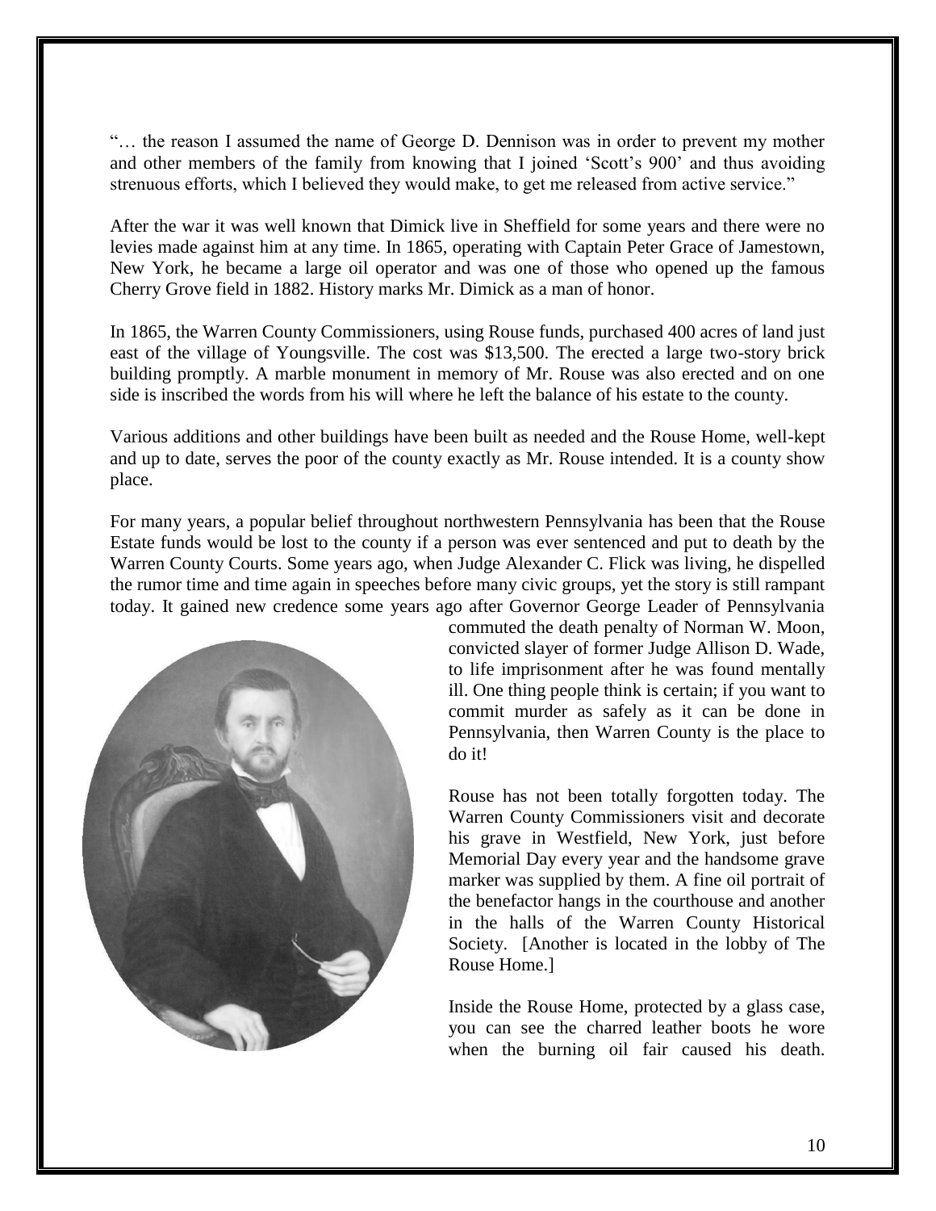"… the reason I assumed the name of George D. Dennison was in order to prevent my mother and other members of the family from knowing that I joined 'Scott's 900' and thus avoiding strenuous efforts, which I believed they would make, to get me released from active service."

After the war it was well known that Dimick live in Sheffield for some years and there were no levies made against him at any time. In 1865, operating with Captain Peter Grace of Jamestown, New York, he became a large oil operator and was one of those who opened up the famous Cherry Grove field in 1882. History marks Mr. Dimick as a man of honor.

In 1865, the Warren County Commissioners, using Rouse funds, purchased 400 acres of land just east of the village of Youngsville. The cost was $13,500. The erected a large two-story brick building promptly. A marble monument in memory of Mr. Rouse was also erected and on one side is inscribed the words from his will where he left the balance of his estate to the county.

Various additions and other buildings have been built as needed and the Rouse Home, well-kept and up to date, serves the poor of the county exactly as Mr. Rouse intended. It is a county show place.

For many years, a popular belief throughout northwestern Pennsylvania has been that the Rouse Estate funds would be lost to the county if a person was ever sentenced and put to death by the Warren County Courts. Some years ago, when Judge Alexander C. Flick was living, he dispelled the rumor time and time again in speeches before many civic groups, yet the story is still rampant today. It gained new credence some years ago after Governor George Leader of Pennsylvania commuted the death penalty of Norman W. Moon, convicted slayer of former Judge Allison D. Wade, to life imprisonment after he was found mentally ill. One thing people think is certain; if you want to commit murder as safely as it can be done in Pennsylvania, then Warren County is the place to do it!

Rouse has not been totally forgotten today. The Warren County Commissioners visit and decorate his grave in Westfield, New York, just before Memorial Day every year and the handsome grave marker was supplied by them. A fine oil portrait of the benefactor hangs in the courthouse and another in the halls of the Warren County Historical Society. [Another is located in the lobby of The Rouse Home.]

Inside the Rouse Home, protected by a glass case, you can see the charred leather boots he wore when the burning oil fair caused his death.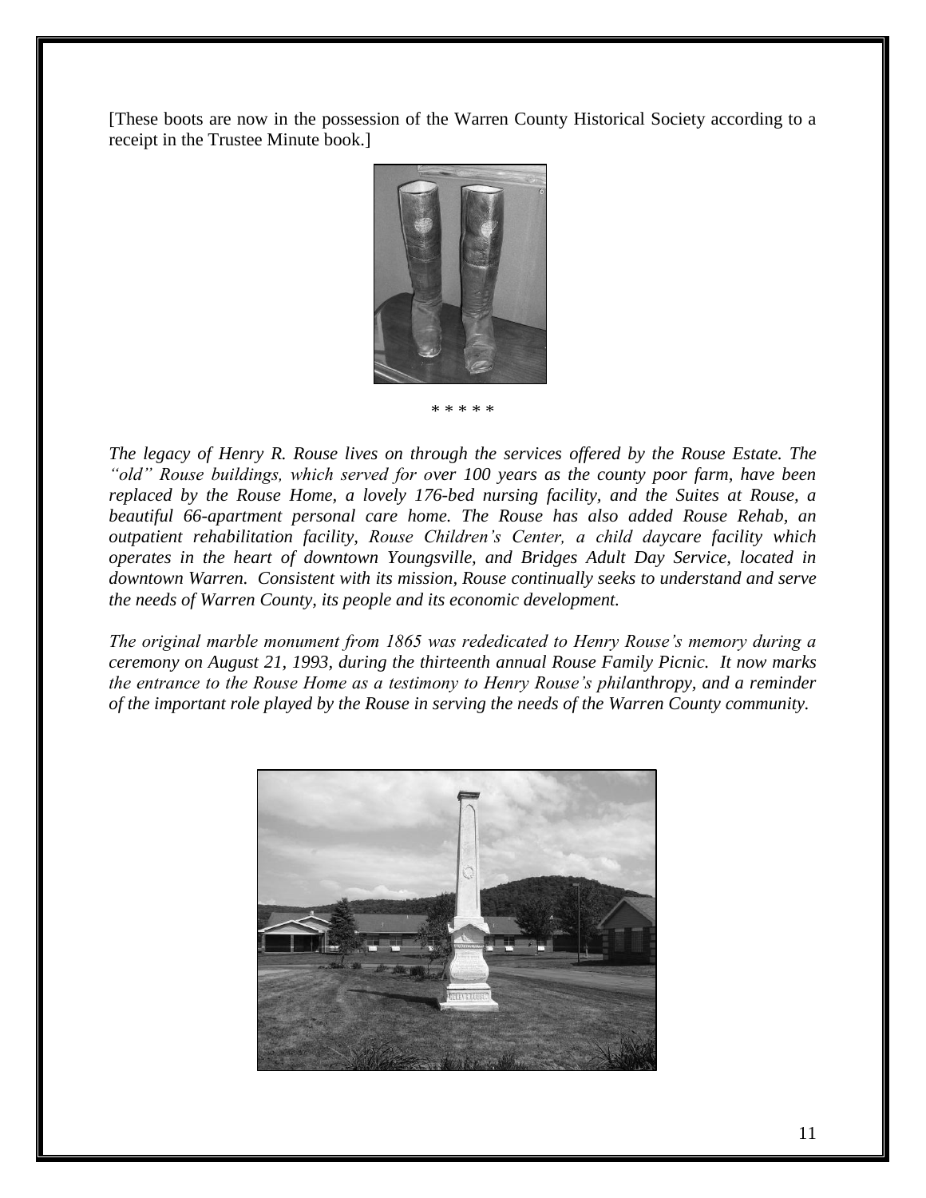[These boots are now in the possession of the Warren County Historical Society according to a receipt in the Trustee Minute book.]

\* \* \* \* \*

*The legacy of Henry R. Rouse lives on through the services offered by the Rouse Estate. The "old" Rouse buildings, which served for over 100 years as the county poor farm, have been replaced by the Rouse Home, a lovely 176-bed nursing facility, and the Suites at Rouse, a beautiful 66-apartment personal care home. The Rouse has also added Rouse Rehab, an outpatient rehabilitation facility, Rouse Children's Center, a child daycare facility which operates in the heart of downtown Youngsville, and Bridges Adult Day Service, located in downtown Warren. Consistent with its mission, Rouse continually seeks to understand and serve the needs of Warren County, its people and its economic development.*

*The original marble monument from 1865 was rededicated to Henry Rouse's memory during a ceremony on August 21, 1993, during the thirteenth annual Rouse Family Picnic. It now marks the entrance to the Rouse Home as a testimony to Henry Rouse's philanthropy, and a reminder of the important role played by the Rouse in serving the needs of the Warren County community.*